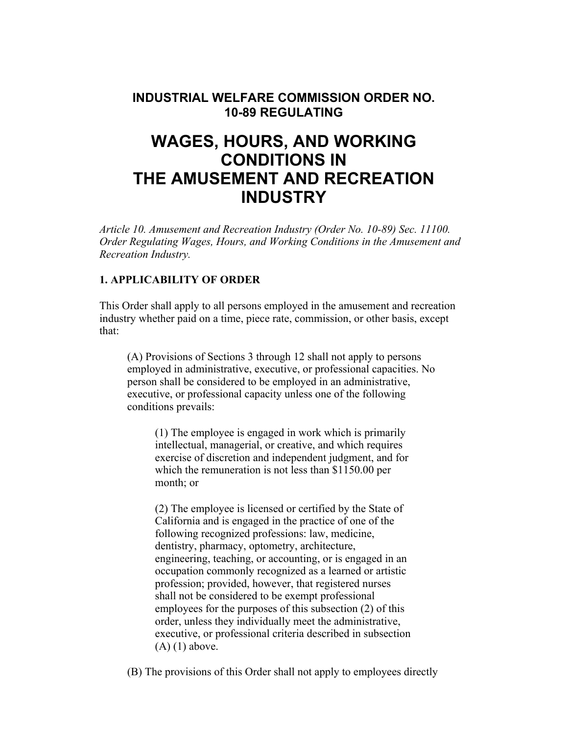**INDUSTRIAL WELFARE COMMISSION ORDER NO. 10-89 REGULATING**

# WAGES, HOURS, AND WORKING CONDITIONS IN THE AMUSEMENT AND RECREATION INDUSTRY

*Article 10. Amusement and Recreation Industry (Order No. 10-89) Sec. 11100. Order Regulating Wages, Hours, and Working Conditions in the Amusement and Recreation Industry.*

### 1. APPLICABILITY OF ORDER

This Order shall apply to all persons employed in the amusement and recreation industry whether paid on a time, piece rate, commission, or other basis, except that:

> (A) Provisions of Sections 3 through 12 shall not apply to persons employed in administrative, executive, or professional capacities. No person shall be considered to be employed in an administrative, executive, or professional capacity unless one of the following conditions prevails:
>
> > (1) The employee is engaged in work which is primarily intellectual, managerial, or creative, and which requires exercise of discretion and independent judgment, and for which the remuneration is not less than $1150.00 per month; or
> >
> > (2) The employee is licensed or certified by the State of California and is engaged in the practice of one of the following recognized professions: law, medicine, dentistry, pharmacy, optometry, architecture, engineering, teaching, or accounting, or is engaged in an occupation commonly recognized as a learned or artistic profession; provided, however, that registered nurses shall not be considered to be exempt professional employees for the purposes of this subsection (2) of this order, unless they individually meet the administrative, executive, or professional criteria described in subsection (A) (1) above.
>
> (B) The provisions of this Order shall not apply to employees directly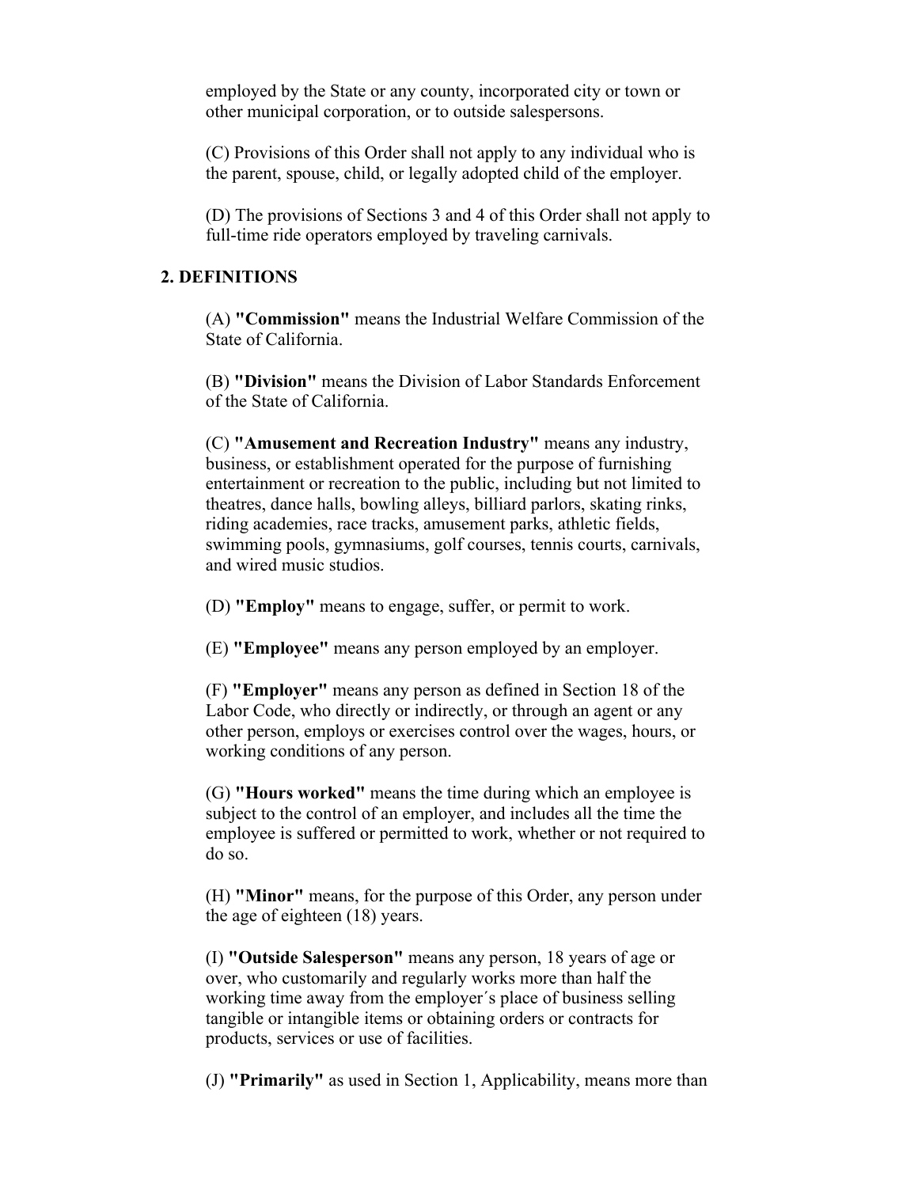employed by the State or any county, incorporated city or town or other municipal corporation, or to outside salespersons.

(C) Provisions of this Order shall not apply to any individual who is the parent, spouse, child, or legally adopted child of the employer.

(D) The provisions of Sections 3 and 4 of this Order shall not apply to full-time ride operators employed by traveling carnivals.

## 2. DEFINITIONS

(A) **"Commission"** means the Industrial Welfare Commission of the State of California.

(B) **"Division"** means the Division of Labor Standards Enforcement of the State of California.

(C) **"Amusement and Recreation Industry"** means any industry, business, or establishment operated for the purpose of furnishing entertainment or recreation to the public, including but not limited to theatres, dance halls, bowling alleys, billiard parlors, skating rinks, riding academies, race tracks, amusement parks, athletic fields, swimming pools, gymnasiums, golf courses, tennis courts, carnivals, and wired music studios.

(D) **"Employ"** means to engage, suffer, or permit to work.

(E) **"Employee"** means any person employed by an employer.

(F) **"Employer"** means any person as defined in Section 18 of the Labor Code, who directly or indirectly, or through an agent or any other person, employs or exercises control over the wages, hours, or working conditions of any person.

(G) **"Hours worked"** means the time during which an employee is subject to the control of an employer, and includes all the time the employee is suffered or permitted to work, whether or not required to do so.

(H) **"Minor"** means, for the purpose of this Order, any person under the age of eighteen (18) years.

(I) **"Outside Salesperson"** means any person, 18 years of age or over, who customarily and regularly works more than half the working time away from the employer´s place of business selling tangible or intangible items or obtaining orders or contracts for products, services or use of facilities.

(J) **"Primarily"** as used in Section 1, Applicability, means more than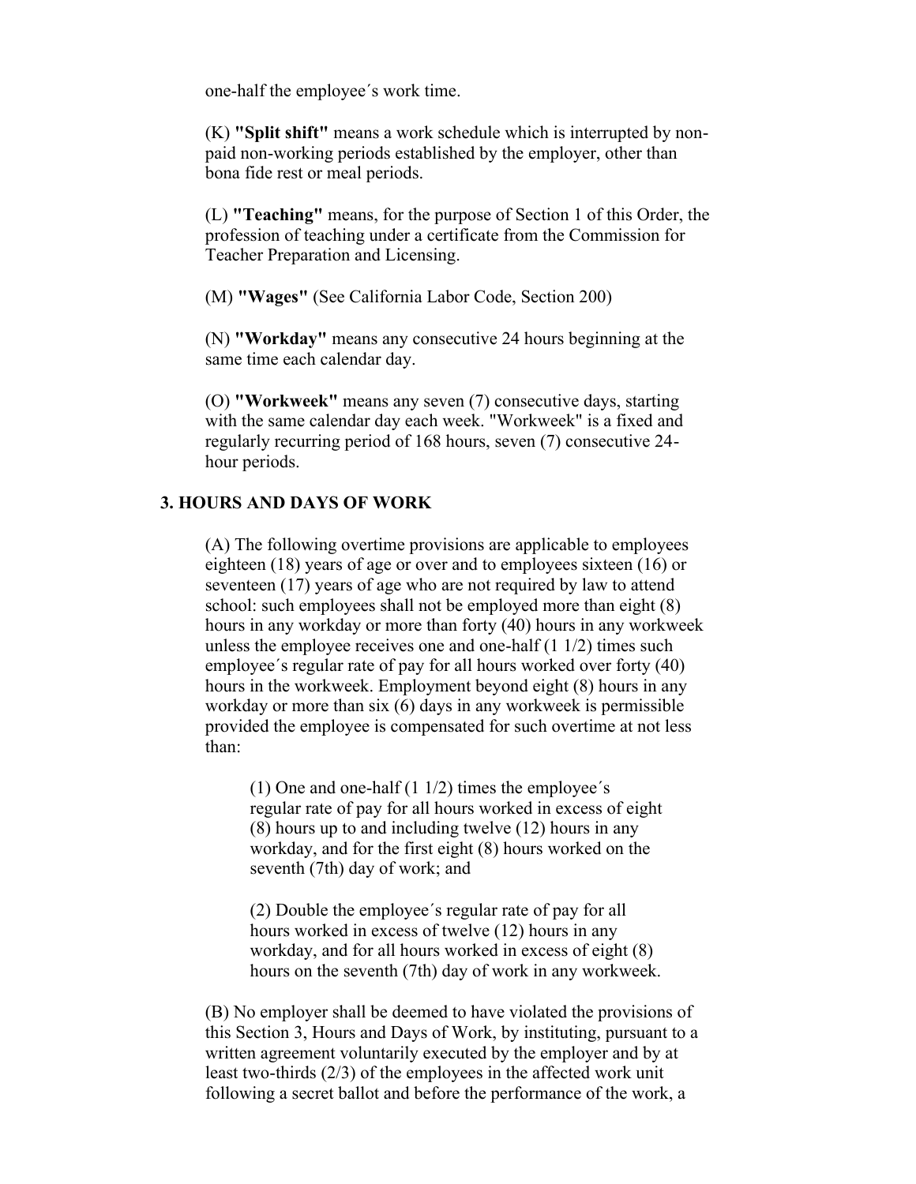one-half the employee´s work time.

(K) **"Split shift"** means a work schedule which is interrupted by non-paid non-working periods established by the employer, other than bona fide rest or meal periods.

(L) **"Teaching"** means, for the purpose of Section 1 of this Order, the profession of teaching under a certificate from the Commission for Teacher Preparation and Licensing.

(M) **"Wages"** (See California Labor Code, Section 200)

(N) **"Workday"** means any consecutive 24 hours beginning at the same time each calendar day.

(O) **"Workweek"** means any seven (7) consecutive days, starting with the same calendar day each week. "Workweek" is a fixed and regularly recurring period of 168 hours, seven (7) consecutive 24-hour periods.

## 3. HOURS AND DAYS OF WORK

(A) The following overtime provisions are applicable to employees eighteen (18) years of age or over and to employees sixteen (16) or seventeen (17) years of age who are not required by law to attend school: such employees shall not be employed more than eight (8) hours in any workday or more than forty (40) hours in any workweek unless the employee receives one and one-half (1 1/2) times such employee´s regular rate of pay for all hours worked over forty (40) hours in the workweek. Employment beyond eight (8) hours in any workday or more than six (6) days in any workweek is permissible provided the employee is compensated for such overtime at not less than:

(1) One and one-half (1 1/2) times the employee´s regular rate of pay for all hours worked in excess of eight (8) hours up to and including twelve (12) hours in any workday, and for the first eight (8) hours worked on the seventh (7th) day of work; and

(2) Double the employee´s regular rate of pay for all hours worked in excess of twelve (12) hours in any workday, and for all hours worked in excess of eight (8) hours on the seventh (7th) day of work in any workweek.

(B) No employer shall be deemed to have violated the provisions of this Section 3, Hours and Days of Work, by instituting, pursuant to a written agreement voluntarily executed by the employer and by at least two-thirds (2/3) of the employees in the affected work unit following a secret ballot and before the performance of the work, a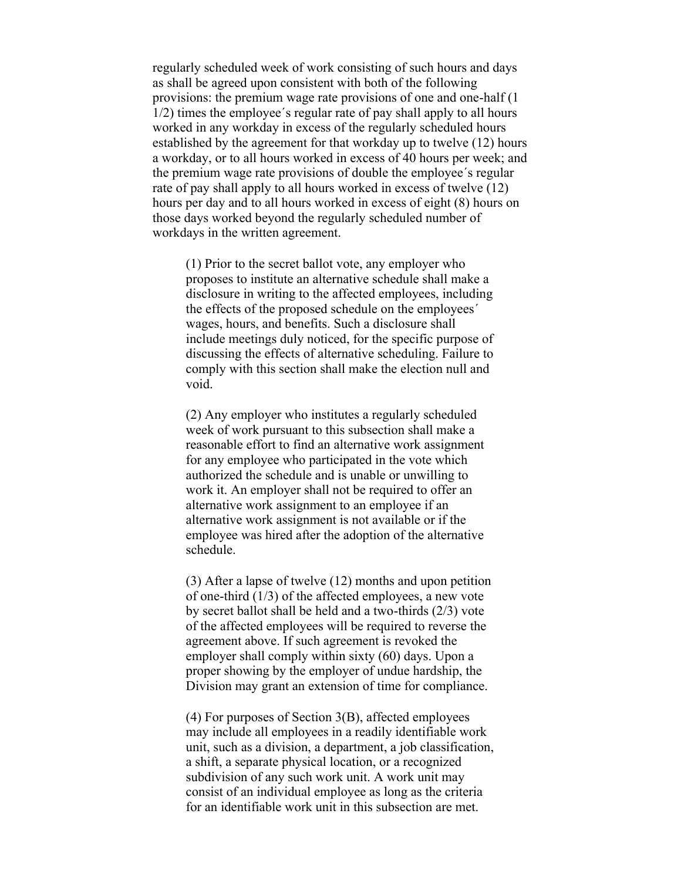regularly scheduled week of work consisting of such hours and days as shall be agreed upon consistent with both of the following provisions: the premium wage rate provisions of one and one-half (1 1/2) times the employee´s regular rate of pay shall apply to all hours worked in any workday in excess of the regularly scheduled hours established by the agreement for that workday up to twelve (12) hours a workday, or to all hours worked in excess of 40 hours per week; and the premium wage rate provisions of double the employee´s regular rate of pay shall apply to all hours worked in excess of twelve (12) hours per day and to all hours worked in excess of eight (8) hours on those days worked beyond the regularly scheduled number of workdays in the written agreement.

> (1) Prior to the secret ballot vote, any employer who proposes to institute an alternative schedule shall make a disclosure in writing to the affected employees, including the effects of the proposed schedule on the employees´ wages, hours, and benefits. Such a disclosure shall include meetings duly noticed, for the specific purpose of discussing the effects of alternative scheduling. Failure to comply with this section shall make the election null and void.
>
> (2) Any employer who institutes a regularly scheduled week of work pursuant to this subsection shall make a reasonable effort to find an alternative work assignment for any employee who participated in the vote which authorized the schedule and is unable or unwilling to work it. An employer shall not be required to offer an alternative work assignment to an employee if an alternative work assignment is not available or if the employee was hired after the adoption of the alternative schedule.
>
> (3) After a lapse of twelve (12) months and upon petition of one-third (1/3) of the affected employees, a new vote by secret ballot shall be held and a two-thirds (2/3) vote of the affected employees will be required to reverse the agreement above. If such agreement is revoked the employer shall comply within sixty (60) days. Upon a proper showing by the employer of undue hardship, the Division may grant an extension of time for compliance.
>
> (4) For purposes of Section 3(B), affected employees may include all employees in a readily identifiable work unit, such as a division, a department, a job classification, a shift, a separate physical location, or a recognized subdivision of any such work unit. A work unit may consist of an individual employee as long as the criteria for an identifiable work unit in this subsection are met.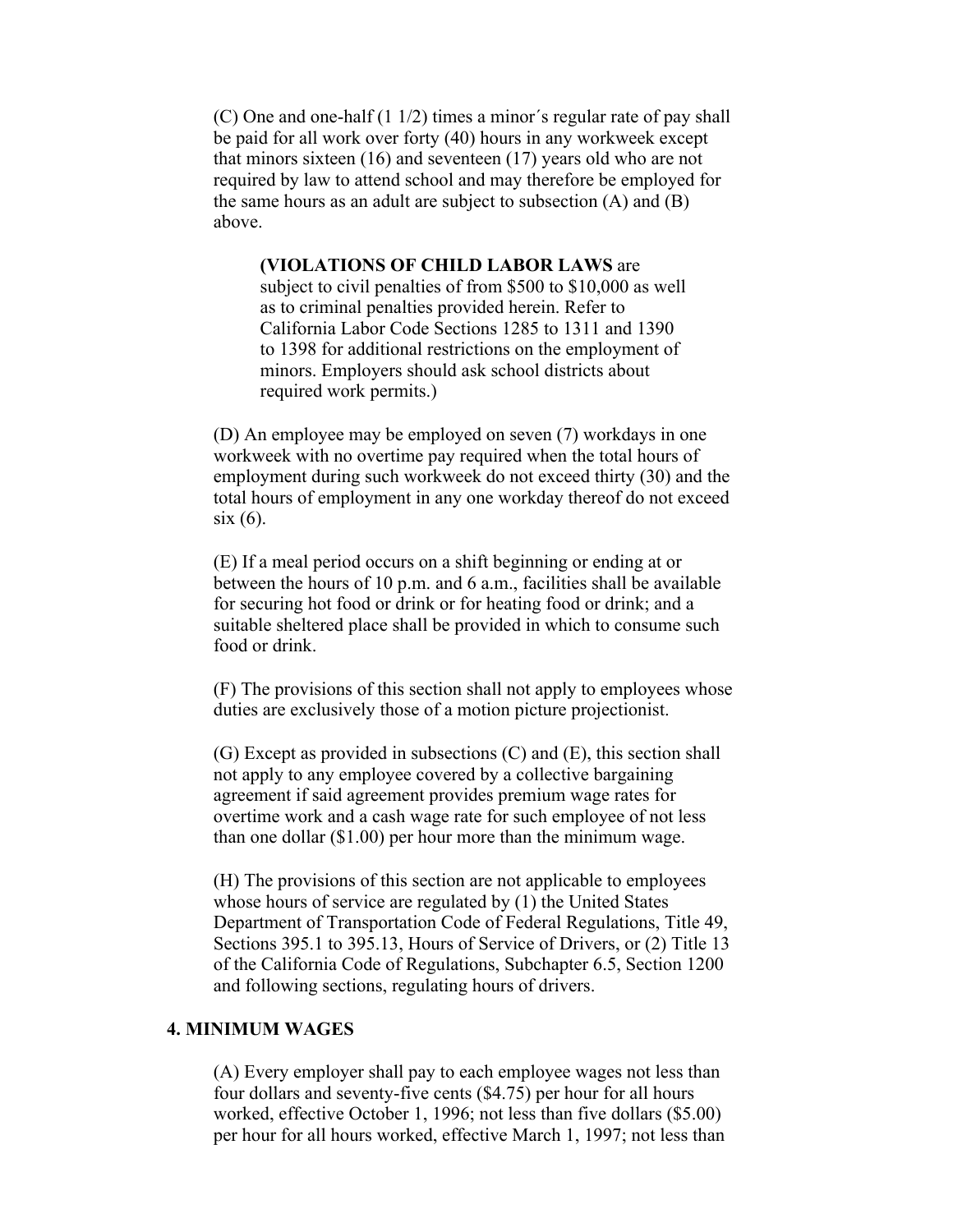(C) One and one-half (1 1/2) times a minor´s regular rate of pay shall be paid for all work over forty (40) hours in any workweek except that minors sixteen (16) and seventeen (17) years old who are not required by law to attend school and may therefore be employed for the same hours as an adult are subject to subsection (A) and (B) above.

> **(VIOLATIONS OF CHILD LABOR LAWS** are subject to civil penalties of from $500 to $10,000 as well as to criminal penalties provided herein. Refer to California Labor Code Sections 1285 to 1311 and 1390 to 1398 for additional restrictions on the employment of minors. Employers should ask school districts about required work permits.)

(D) An employee may be employed on seven (7) workdays in one workweek with no overtime pay required when the total hours of employment during such workweek do not exceed thirty (30) and the total hours of employment in any one workday thereof do not exceed six (6).

(E) If a meal period occurs on a shift beginning or ending at or between the hours of 10 p.m. and 6 a.m., facilities shall be available for securing hot food or drink or for heating food or drink; and a suitable sheltered place shall be provided in which to consume such food or drink.

(F) The provisions of this section shall not apply to employees whose duties are exclusively those of a motion picture projectionist.

(G) Except as provided in subsections (C) and (E), this section shall not apply to any employee covered by a collective bargaining agreement if said agreement provides premium wage rates for overtime work and a cash wage rate for such employee of not less than one dollar ($1.00) per hour more than the minimum wage.

(H) The provisions of this section are not applicable to employees whose hours of service are regulated by (1) the United States Department of Transportation Code of Federal Regulations, Title 49, Sections 395.1 to 395.13, Hours of Service of Drivers, or (2) Title 13 of the California Code of Regulations, Subchapter 6.5, Section 1200 and following sections, regulating hours of drivers.

## 4. MINIMUM WAGES

(A) Every employer shall pay to each employee wages not less than four dollars and seventy-five cents ($4.75) per hour for all hours worked, effective October 1, 1996; not less than five dollars ($5.00) per hour for all hours worked, effective March 1, 1997; not less than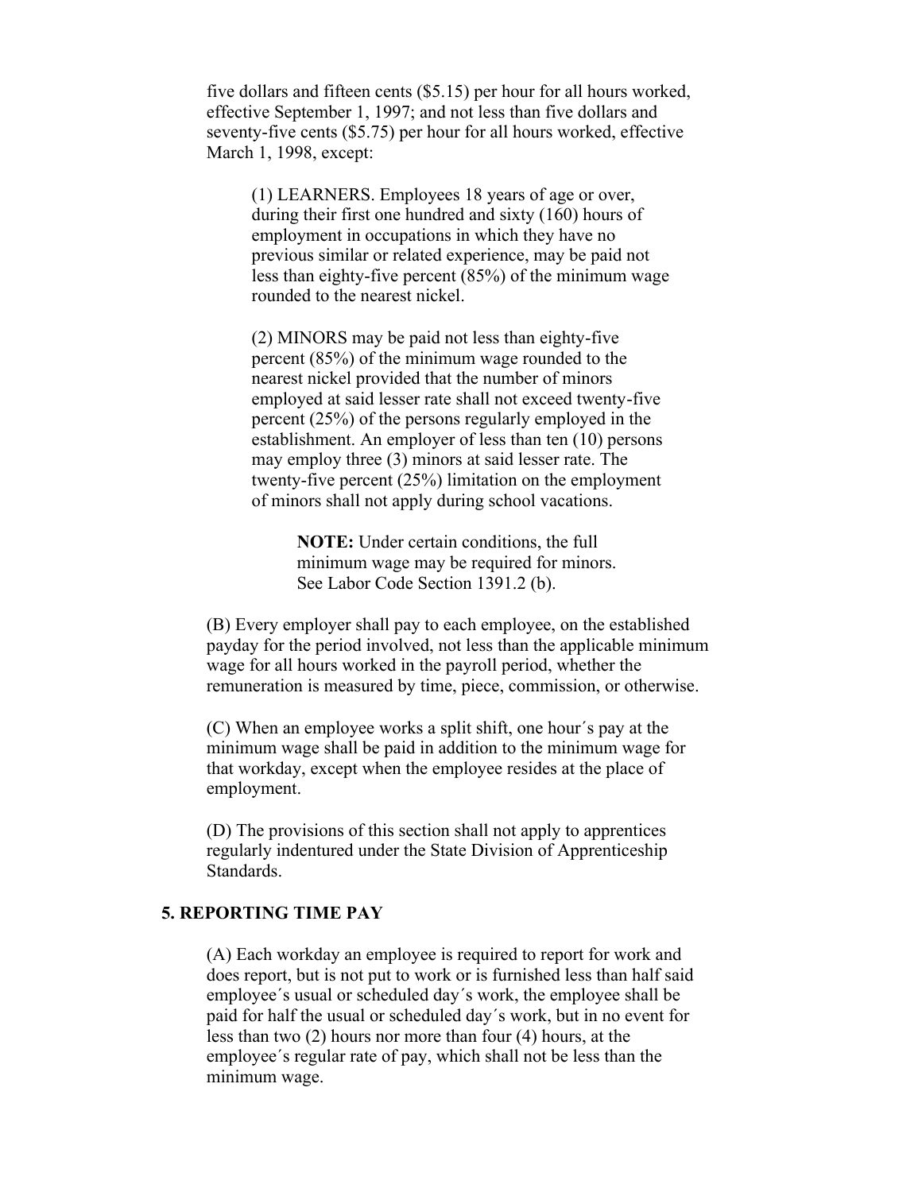five dollars and fifteen cents ($5.15) per hour for all hours worked, effective September 1, 1997; and not less than five dollars and seventy-five cents ($5.75) per hour for all hours worked, effective March 1, 1998, except:

(1) LEARNERS. Employees 18 years of age or over, during their first one hundred and sixty (160) hours of employment in occupations in which they have no previous similar or related experience, may be paid not less than eighty-five percent (85%) of the minimum wage rounded to the nearest nickel.

(2) MINORS may be paid not less than eighty-five percent (85%) of the minimum wage rounded to the nearest nickel provided that the number of minors employed at said lesser rate shall not exceed twenty-five percent (25%) of the persons regularly employed in the establishment. An employer of less than ten (10) persons may employ three (3) minors at said lesser rate. The twenty-five percent (25%) limitation on the employment of minors shall not apply during school vacations.

**NOTE:** Under certain conditions, the full minimum wage may be required for minors. See Labor Code Section 1391.2 (b).

(B) Every employer shall pay to each employee, on the established payday for the period involved, not less than the applicable minimum wage for all hours worked in the payroll period, whether the remuneration is measured by time, piece, commission, or otherwise.

(C) When an employee works a split shift, one hour´s pay at the minimum wage shall be paid in addition to the minimum wage for that workday, except when the employee resides at the place of employment.

(D) The provisions of this section shall not apply to apprentices regularly indentured under the State Division of Apprenticeship Standards.

## 5. REPORTING TIME PAY

(A) Each workday an employee is required to report for work and does report, but is not put to work or is furnished less than half said employee´s usual or scheduled day´s work, the employee shall be paid for half the usual or scheduled day´s work, but in no event for less than two (2) hours nor more than four (4) hours, at the employee´s regular rate of pay, which shall not be less than the minimum wage.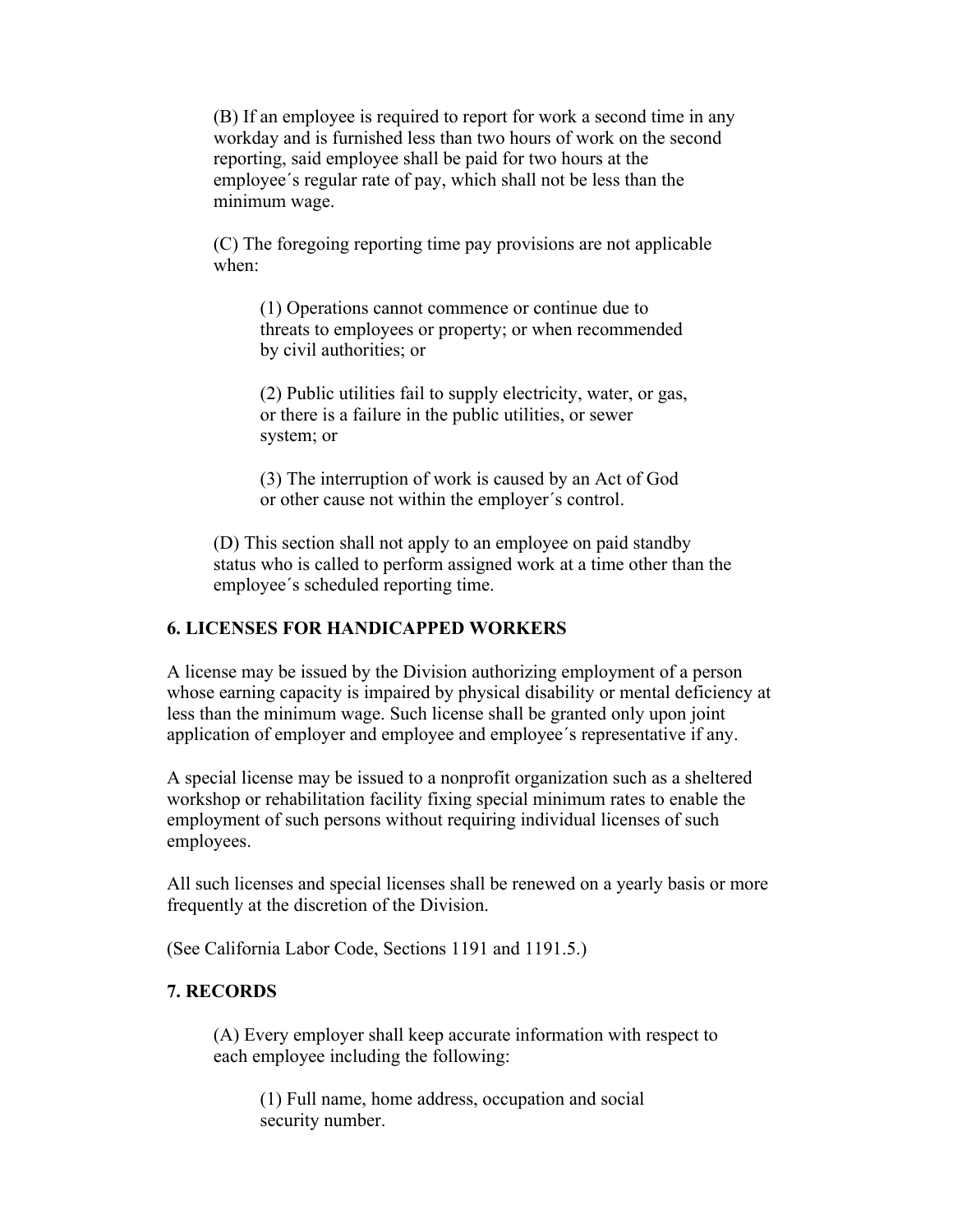(B) If an employee is required to report for work a second time in any workday and is furnished less than two hours of work on the second reporting, said employee shall be paid for two hours at the employee´s regular rate of pay, which shall not be less than the minimum wage.

(C) The foregoing reporting time pay provisions are not applicable when:

(1) Operations cannot commence or continue due to threats to employees or property; or when recommended by civil authorities; or

(2) Public utilities fail to supply electricity, water, or gas, or there is a failure in the public utilities, or sewer system; or

(3) The interruption of work is caused by an Act of God or other cause not within the employer´s control.

(D) This section shall not apply to an employee on paid standby status who is called to perform assigned work at a time other than the employee´s scheduled reporting time.

## 6. LICENSES FOR HANDICAPPED WORKERS

A license may be issued by the Division authorizing employment of a person whose earning capacity is impaired by physical disability or mental deficiency at less than the minimum wage. Such license shall be granted only upon joint application of employer and employee and employee´s representative if any.

A special license may be issued to a nonprofit organization such as a sheltered workshop or rehabilitation facility fixing special minimum rates to enable the employment of such persons without requiring individual licenses of such employees.

All such licenses and special licenses shall be renewed on a yearly basis or more frequently at the discretion of the Division.

(See California Labor Code, Sections 1191 and 1191.5.)

## 7. RECORDS

(A) Every employer shall keep accurate information with respect to each employee including the following:

(1) Full name, home address, occupation and social security number.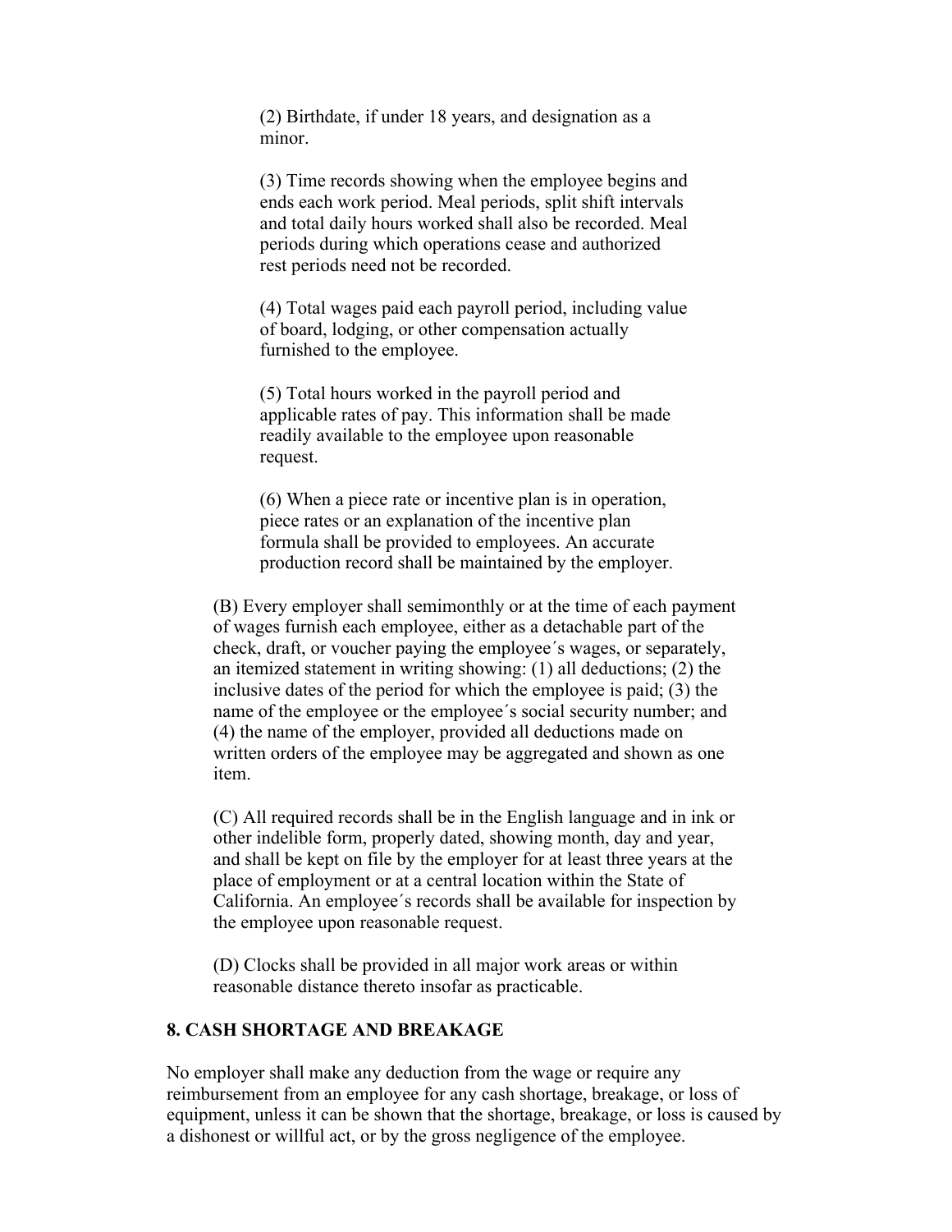(2) Birthdate, if under 18 years, and designation as a minor.

(3) Time records showing when the employee begins and ends each work period. Meal periods, split shift intervals and total daily hours worked shall also be recorded. Meal periods during which operations cease and authorized rest periods need not be recorded.

(4) Total wages paid each payroll period, including value of board, lodging, or other compensation actually furnished to the employee.

(5) Total hours worked in the payroll period and applicable rates of pay. This information shall be made readily available to the employee upon reasonable request.

(6) When a piece rate or incentive plan is in operation, piece rates or an explanation of the incentive plan formula shall be provided to employees. An accurate production record shall be maintained by the employer.

(B) Every employer shall semimonthly or at the time of each payment of wages furnish each employee, either as a detachable part of the check, draft, or voucher paying the employee´s wages, or separately, an itemized statement in writing showing: (1) all deductions; (2) the inclusive dates of the period for which the employee is paid; (3) the name of the employee or the employee´s social security number; and (4) the name of the employer, provided all deductions made on written orders of the employee may be aggregated and shown as one item.

(C) All required records shall be in the English language and in ink or other indelible form, properly dated, showing month, day and year, and shall be kept on file by the employer for at least three years at the place of employment or at a central location within the State of California. An employee´s records shall be available for inspection by the employee upon reasonable request.

(D) Clocks shall be provided in all major work areas or within reasonable distance thereto insofar as practicable.

**8. CASH SHORTAGE AND BREAKAGE**

No employer shall make any deduction from the wage or require any reimbursement from an employee for any cash shortage, breakage, or loss of equipment, unless it can be shown that the shortage, breakage, or loss is caused by a dishonest or willful act, or by the gross negligence of the employee.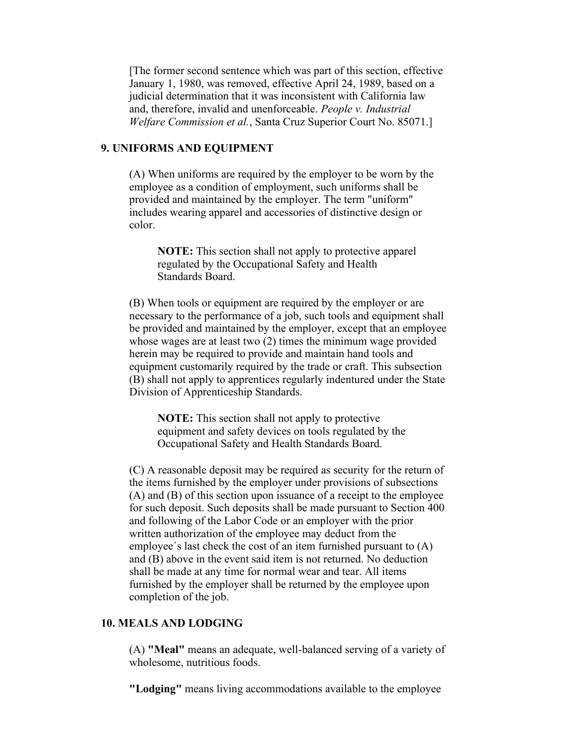[The former second sentence which was part of this section, effective January 1, 1980, was removed, effective April 24, 1989, based on a judicial determination that it was inconsistent with California law and, therefore, invalid and unenforceable. *People v. Industrial Welfare Commission et al.*, Santa Cruz Superior Court No. 85071.]

## 9. UNIFORMS AND EQUIPMENT

(A) When uniforms are required by the employer to be worn by the employee as a condition of employment, such uniforms shall be provided and maintained by the employer. The term "uniform" includes wearing apparel and accessories of distinctive design or color.

> **NOTE:** This section shall not apply to protective apparel regulated by the Occupational Safety and Health Standards Board.

(B) When tools or equipment are required by the employer or are necessary to the performance of a job, such tools and equipment shall be provided and maintained by the employer, except that an employee whose wages are at least two (2) times the minimum wage provided herein may be required to provide and maintain hand tools and equipment customarily required by the trade or craft. This subsection (B) shall not apply to apprentices regularly indentured under the State Division of Apprenticeship Standards.

> **NOTE:** This section shall not apply to protective equipment and safety devices on tools regulated by the Occupational Safety and Health Standards Board.

(C) A reasonable deposit may be required as security for the return of the items furnished by the employer under provisions of subsections (A) and (B) of this section upon issuance of a receipt to the employee for such deposit. Such deposits shall be made pursuant to Section 400 and following of the Labor Code or an employer with the prior written authorization of the employee may deduct from the employee´s last check the cost of an item furnished pursuant to (A) and (B) above in the event said item is not returned. No deduction shall be made at any time for normal wear and tear. All items furnished by the employer shall be returned by the employee upon completion of the job.

## 10. MEALS AND LODGING

(A) **"Meal"** means an adequate, well-balanced serving of a variety of wholesome, nutritious foods.

**"Lodging"** means living accommodations available to the employee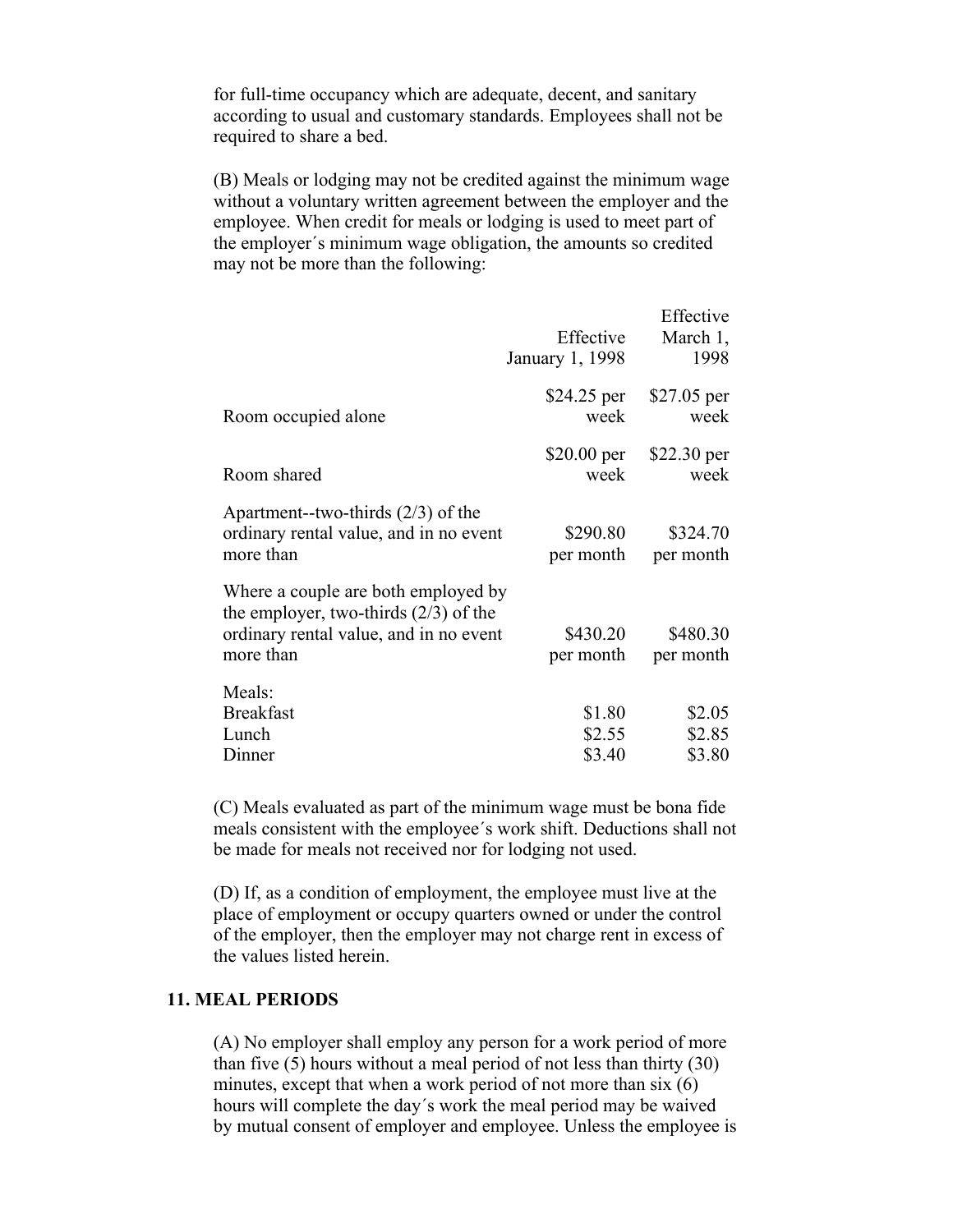for full-time occupancy which are adequate, decent, and sanitary according to usual and customary standards. Employees shall not be required to share a bed.

(B) Meals or lodging may not be credited against the minimum wage without a voluntary written agreement between the employer and the employee. When credit for meals or lodging is used to meet part of the employer´s minimum wage obligation, the amounts so credited may not be more than the following:

| | Effective January 1, 1998 | Effective March 1, 1998 |
|---|---|---|
| Room occupied alone | $24.25 per week | $27.05 per week |
| Room shared | $20.00 per week | $22.30 per week |
| Apartment--two-thirds (2/3) of the ordinary rental value, and in no event more than | $290.80 per month | $324.70 per month |
| Where a couple are both employed by the employer, two-thirds (2/3) of the ordinary rental value, and in no event more than | $430.20 per month | $480.30 per month |
| Meals: | | |
| Breakfast | $1.80 | $2.05 |
| Lunch | $2.55 | $2.85 |
| Dinner | $3.40 | $3.80 |

(C) Meals evaluated as part of the minimum wage must be bona fide meals consistent with the employee´s work shift. Deductions shall not be made for meals not received nor for lodging not used.

(D) If, as a condition of employment, the employee must live at the place of employment or occupy quarters owned or under the control of the employer, then the employer may not charge rent in excess of the values listed herein.

## 11. MEAL PERIODS

(A) No employer shall employ any person for a work period of more than five (5) hours without a meal period of not less than thirty (30) minutes, except that when a work period of not more than six (6) hours will complete the day´s work the meal period may be waived by mutual consent of employer and employee. Unless the employee is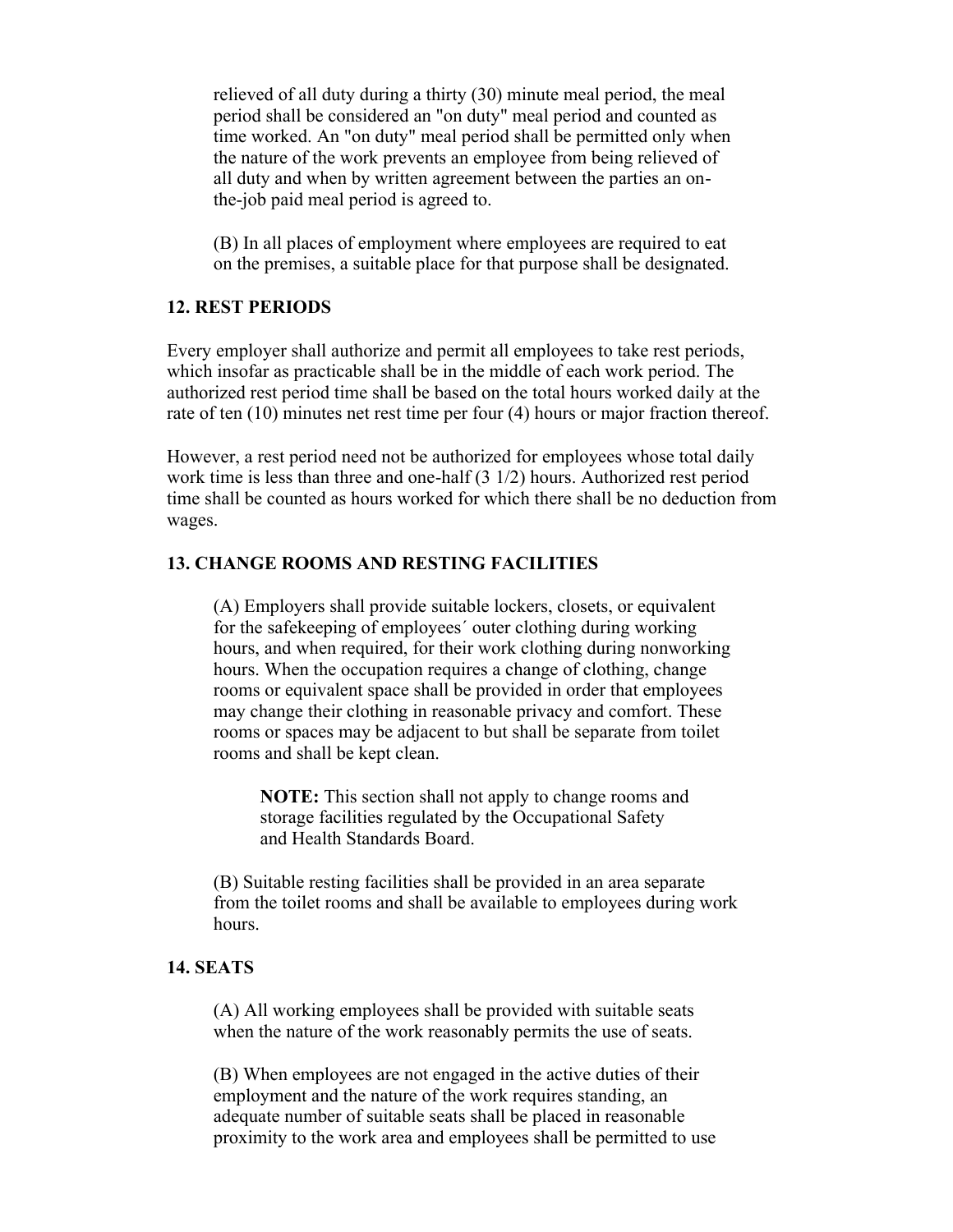relieved of all duty during a thirty (30) minute meal period, the meal period shall be considered an "on duty" meal period and counted as time worked. An "on duty" meal period shall be permitted only when the nature of the work prevents an employee from being relieved of all duty and when by written agreement between the parties an on-the-job paid meal period is agreed to.

(B) In all places of employment where employees are required to eat on the premises, a suitable place for that purpose shall be designated.

**12. REST PERIODS**

Every employer shall authorize and permit all employees to take rest periods, which insofar as practicable shall be in the middle of each work period. The authorized rest period time shall be based on the total hours worked daily at the rate of ten (10) minutes net rest time per four (4) hours or major fraction thereof.

However, a rest period need not be authorized for employees whose total daily work time is less than three and one-half (3 1/2) hours. Authorized rest period time shall be counted as hours worked for which there shall be no deduction from wages.

**13. CHANGE ROOMS AND RESTING FACILITIES**

(A) Employers shall provide suitable lockers, closets, or equivalent for the safekeeping of employees´ outer clothing during working hours, and when required, for their work clothing during nonworking hours. When the occupation requires a change of clothing, change rooms or equivalent space shall be provided in order that employees may change their clothing in reasonable privacy and comfort. These rooms or spaces may be adjacent to but shall be separate from toilet rooms and shall be kept clean.

> **NOTE:** This section shall not apply to change rooms and storage facilities regulated by the Occupational Safety and Health Standards Board.

(B) Suitable resting facilities shall be provided in an area separate from the toilet rooms and shall be available to employees during work hours.

**14. SEATS**

(A) All working employees shall be provided with suitable seats when the nature of the work reasonably permits the use of seats.

(B) When employees are not engaged in the active duties of their employment and the nature of the work requires standing, an adequate number of suitable seats shall be placed in reasonable proximity to the work area and employees shall be permitted to use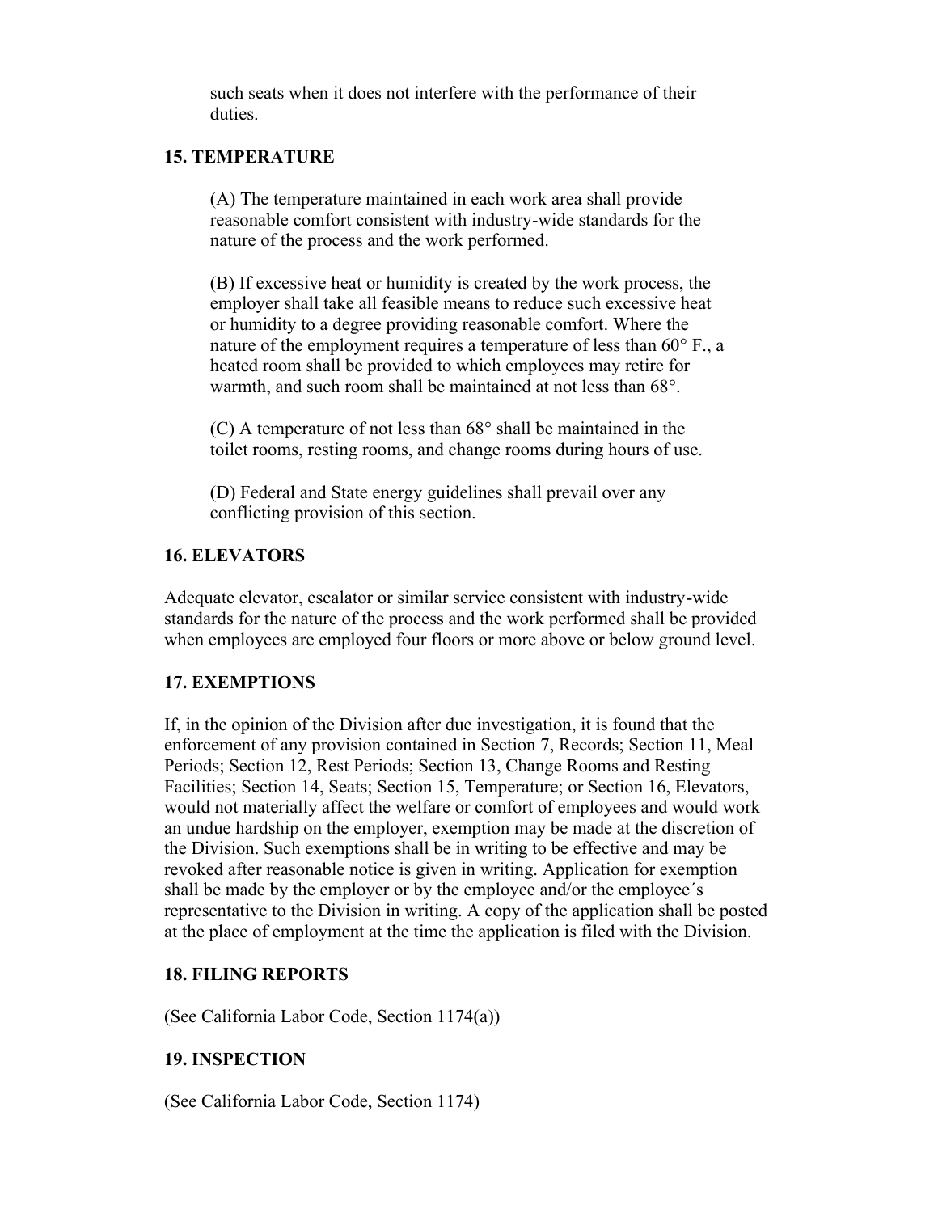such seats when it does not interfere with the performance of their duties.

### 15. TEMPERATURE

(A) The temperature maintained in each work area shall provide reasonable comfort consistent with industry-wide standards for the nature of the process and the work performed.

(B) If excessive heat or humidity is created by the work process, the employer shall take all feasible means to reduce such excessive heat or humidity to a degree providing reasonable comfort. Where the nature of the employment requires a temperature of less than 60° F., a heated room shall be provided to which employees may retire for warmth, and such room shall be maintained at not less than 68°.

(C) A temperature of not less than 68° shall be maintained in the toilet rooms, resting rooms, and change rooms during hours of use.

(D) Federal and State energy guidelines shall prevail over any conflicting provision of this section.

### 16. ELEVATORS

Adequate elevator, escalator or similar service consistent with industry-wide standards for the nature of the process and the work performed shall be provided when employees are employed four floors or more above or below ground level.

### 17. EXEMPTIONS

If, in the opinion of the Division after due investigation, it is found that the enforcement of any provision contained in Section 7, Records; Section 11, Meal Periods; Section 12, Rest Periods; Section 13, Change Rooms and Resting Facilities; Section 14, Seats; Section 15, Temperature; or Section 16, Elevators, would not materially affect the welfare or comfort of employees and would work an undue hardship on the employer, exemption may be made at the discretion of the Division. Such exemptions shall be in writing to be effective and may be revoked after reasonable notice is given in writing. Application for exemption shall be made by the employer or by the employee and/or the employee´s representative to the Division in writing. A copy of the application shall be posted at the place of employment at the time the application is filed with the Division.

### 18. FILING REPORTS

(See California Labor Code, Section 1174(a))

### 19. INSPECTION

(See California Labor Code, Section 1174)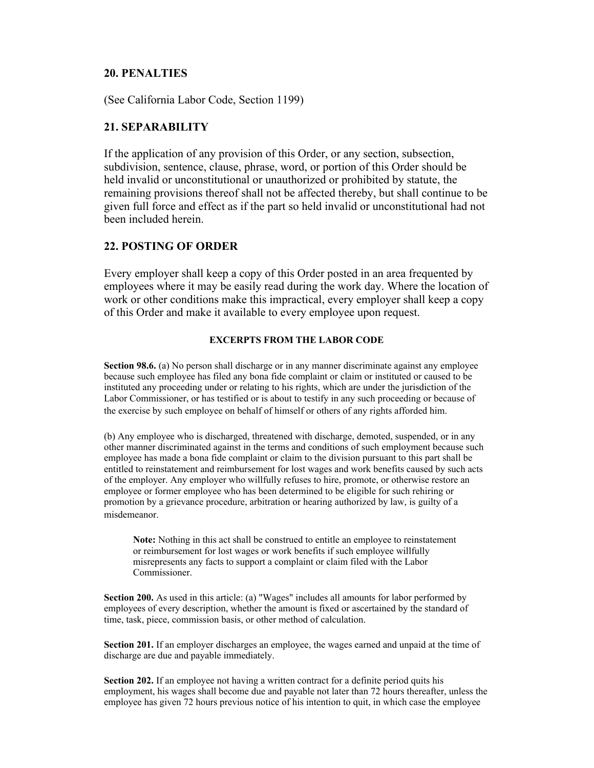## 20. PENALTIES

(See California Labor Code, Section 1199)

## 21. SEPARABILITY

If the application of any provision of this Order, or any section, subsection, subdivision, sentence, clause, phrase, word, or portion of this Order should be held invalid or unconstitutional or unauthorized or prohibited by statute, the remaining provisions thereof shall not be affected thereby, but shall continue to be given full force and effect as if the part so held invalid or unconstitutional had not been included herein.

## 22. POSTING OF ORDER

Every employer shall keep a copy of this Order posted in an area frequented by employees where it may be easily read during the work day. Where the location of work or other conditions make this impractical, every employer shall keep a copy of this Order and make it available to every employee upon request.

### EXCERPTS FROM THE LABOR CODE

**Section 98.6.** (a) No person shall discharge or in any manner discriminate against any employee because such employee has filed any bona fide complaint or claim or instituted or caused to be instituted any proceeding under or relating to his rights, which are under the jurisdiction of the Labor Commissioner, or has testified or is about to testify in any such proceeding or because of the exercise by such employee on behalf of himself or others of any rights afforded him.

(b) Any employee who is discharged, threatened with discharge, demoted, suspended, or in any other manner discriminated against in the terms and conditions of such employment because such employee has made a bona fide complaint or claim to the division pursuant to this part shall be entitled to reinstatement and reimbursement for lost wages and work benefits caused by such acts of the employer. Any employer who willfully refuses to hire, promote, or otherwise restore an employee or former employee who has been determined to be eligible for such rehiring or promotion by a grievance procedure, arbitration or hearing authorized by law, is guilty of a misdemeanor.

> **Note:** Nothing in this act shall be construed to entitle an employee to reinstatement or reimbursement for lost wages or work benefits if such employee willfully misrepresents any facts to support a complaint or claim filed with the Labor Commissioner.

**Section 200.** As used in this article: (a) "Wages" includes all amounts for labor performed by employees of every description, whether the amount is fixed or ascertained by the standard of time, task, piece, commission basis, or other method of calculation.

**Section 201.** If an employer discharges an employee, the wages earned and unpaid at the time of discharge are due and payable immediately.

**Section 202.** If an employee not having a written contract for a definite period quits his employment, his wages shall become due and payable not later than 72 hours thereafter, unless the employee has given 72 hours previous notice of his intention to quit, in which case the employee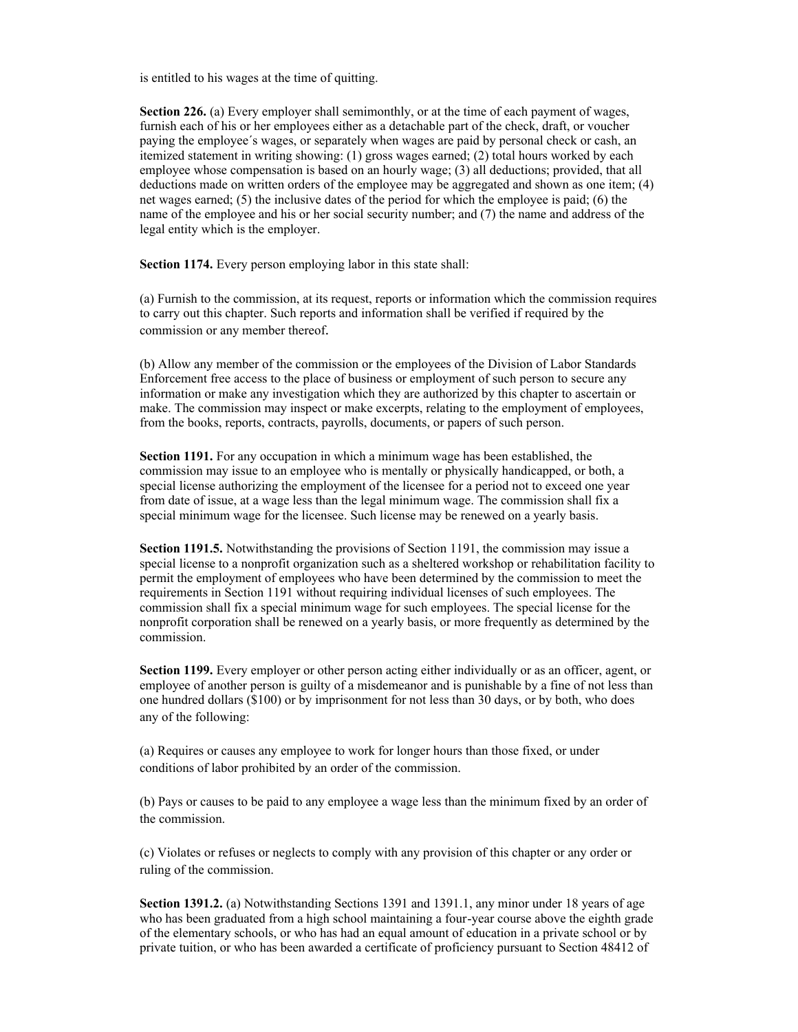is entitled to his wages at the time of quitting.

**Section 226.** (a) Every employer shall semimonthly, or at the time of each payment of wages, furnish each of his or her employees either as a detachable part of the check, draft, or voucher paying the employee´s wages, or separately when wages are paid by personal check or cash, an itemized statement in writing showing: (1) gross wages earned; (2) total hours worked by each employee whose compensation is based on an hourly wage; (3) all deductions; provided, that all deductions made on written orders of the employee may be aggregated and shown as one item; (4) net wages earned; (5) the inclusive dates of the period for which the employee is paid; (6) the name of the employee and his or her social security number; and (7) the name and address of the legal entity which is the employer.

**Section 1174.** Every person employing labor in this state shall:

(a) Furnish to the commission, at its request, reports or information which the commission requires to carry out this chapter. Such reports and information shall be verified if required by the commission or any member thereof.

(b) Allow any member of the commission or the employees of the Division of Labor Standards Enforcement free access to the place of business or employment of such person to secure any information or make any investigation which they are authorized by this chapter to ascertain or make. The commission may inspect or make excerpts, relating to the employment of employees, from the books, reports, contracts, payrolls, documents, or papers of such person.

**Section 1191.** For any occupation in which a minimum wage has been established, the commission may issue to an employee who is mentally or physically handicapped, or both, a special license authorizing the employment of the licensee for a period not to exceed one year from date of issue, at a wage less than the legal minimum wage. The commission shall fix a special minimum wage for the licensee. Such license may be renewed on a yearly basis.

**Section 1191.5.** Notwithstanding the provisions of Section 1191, the commission may issue a special license to a nonprofit organization such as a sheltered workshop or rehabilitation facility to permit the employment of employees who have been determined by the commission to meet the requirements in Section 1191 without requiring individual licenses of such employees. The commission shall fix a special minimum wage for such employees. The special license for the nonprofit corporation shall be renewed on a yearly basis, or more frequently as determined by the commission.

**Section 1199.** Every employer or other person acting either individually or as an officer, agent, or employee of another person is guilty of a misdemeanor and is punishable by a fine of not less than one hundred dollars ($100) or by imprisonment for not less than 30 days, or by both, who does any of the following:

(a) Requires or causes any employee to work for longer hours than those fixed, or under conditions of labor prohibited by an order of the commission.

(b) Pays or causes to be paid to any employee a wage less than the minimum fixed by an order of the commission.

(c) Violates or refuses or neglects to comply with any provision of this chapter or any order or ruling of the commission.

**Section 1391.2.** (a) Notwithstanding Sections 1391 and 1391.1, any minor under 18 years of age who has been graduated from a high school maintaining a four-year course above the eighth grade of the elementary schools, or who has had an equal amount of education in a private school or by private tuition, or who has been awarded a certificate of proficiency pursuant to Section 48412 of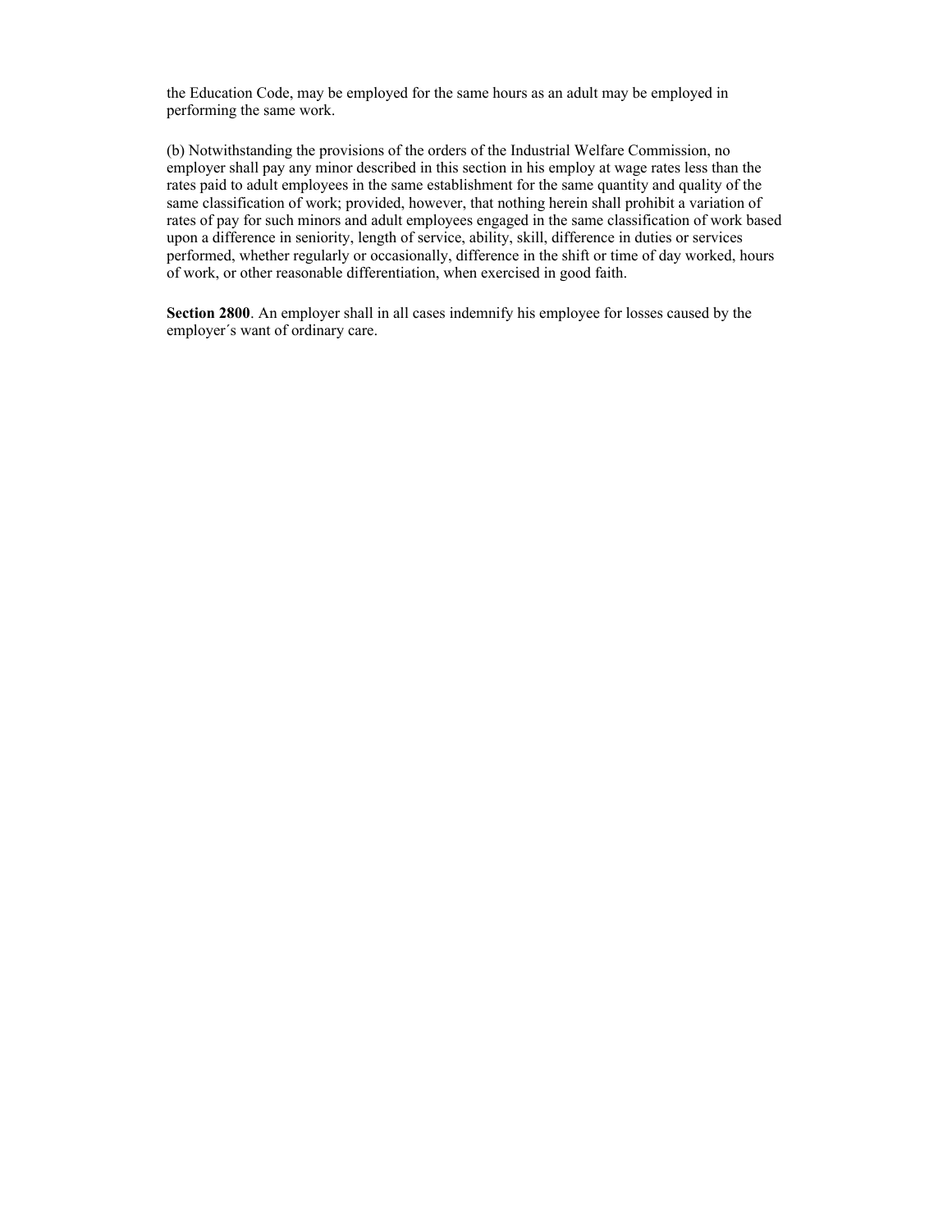the Education Code, may be employed for the same hours as an adult may be employed in performing the same work.

(b) Notwithstanding the provisions of the orders of the Industrial Welfare Commission, no employer shall pay any minor described in this section in his employ at wage rates less than the rates paid to adult employees in the same establishment for the same quantity and quality of the same classification of work; provided, however, that nothing herein shall prohibit a variation of rates of pay for such minors and adult employees engaged in the same classification of work based upon a difference in seniority, length of service, ability, skill, difference in duties or services performed, whether regularly or occasionally, difference in the shift or time of day worked, hours of work, or other reasonable differentiation, when exercised in good faith.

**Section 2800**. An employer shall in all cases indemnify his employee for losses caused by the employer´s want of ordinary care.